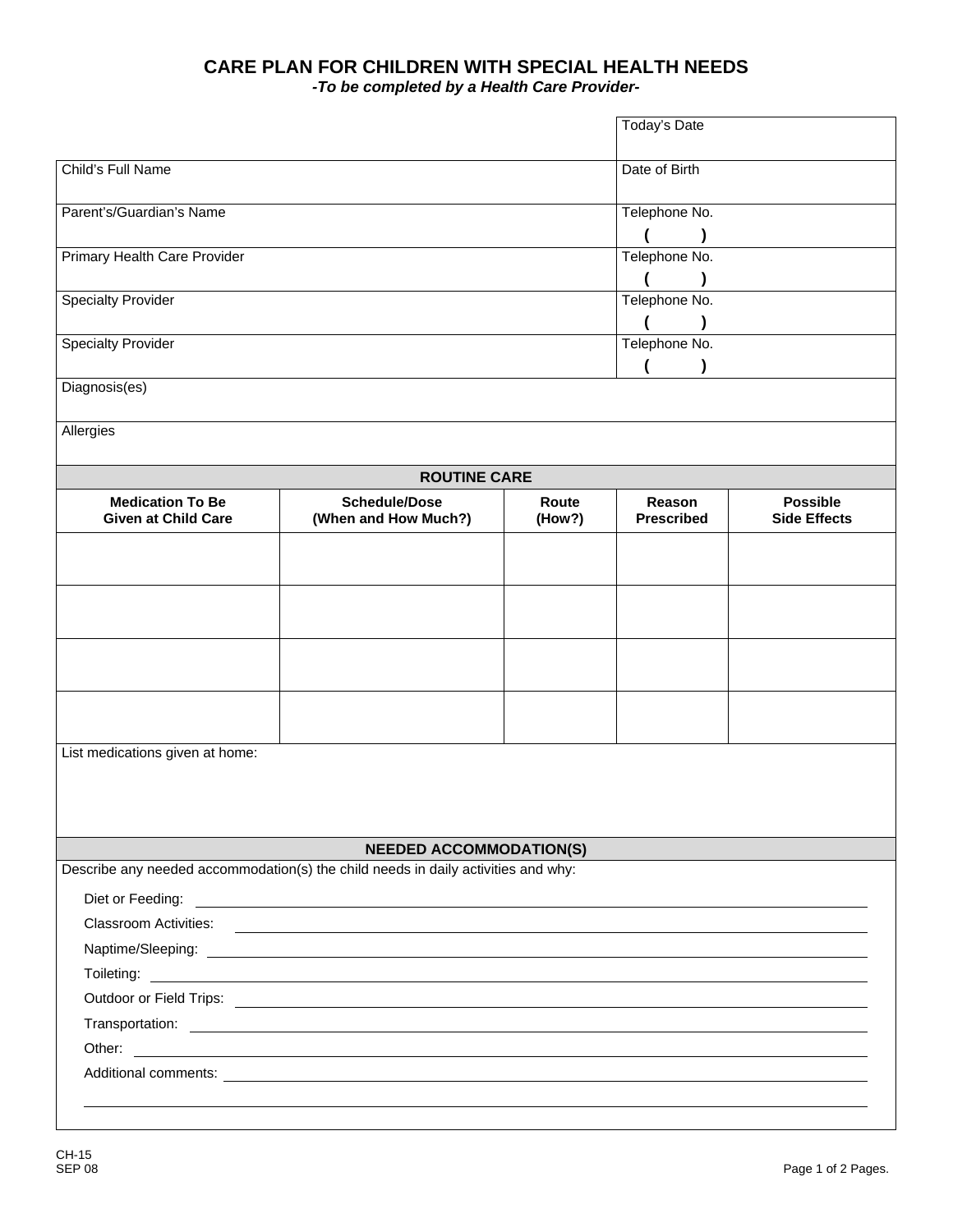# CARE PLAN FOR CHILDREN WITH SPECIAL HEALTH NEEDS

***-To be completed by a Health Care Provider-***

| | |
|---|---|
| | Today's Date |
| Child's Full Name | Date of Birth |
| Parent's/Guardian's Name | Telephone No. ( ) |
| Primary Health Care Provider | Telephone No. ( ) |
| Specialty Provider | Telephone No. ( ) |
| Specialty Provider | Telephone No. ( ) |
| Diagnosis(es) | |
| Allergies | |

## ROUTINE CARE

| Medication To Be Given at Child Care | Schedule/Dose (When and How Much?) | Route (How?) | Reason Prescribed | Possible Side Effects |
|---|---|---|---|---|
| | | | | |
| | | | | |
| | | | | |
| | | | | |

List medications given at home:

## NEEDED ACCOMMODATION(S)

Describe any needed accommodation(s) the child needs in daily activities and why:

Diet or Feeding: ______________________________

Classroom Activities: ______________________________

Naptime/Sleeping: ______________________________

Toileting: ______________________________

Outdoor or Field Trips: ______________________________

Transportation: ______________________________

Other: ______________________________

Additional comments: ______________________________

______________________________

CH-15
SEP 08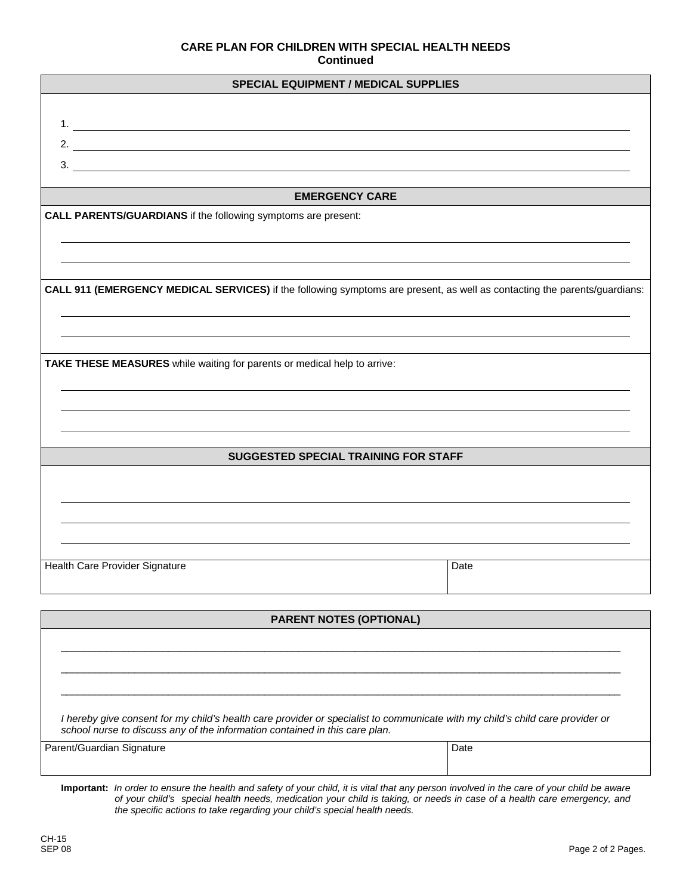## CARE PLAN FOR CHILDREN WITH SPECIAL HEALTH NEEDS
**Continued**

### SPECIAL EQUIPMENT / MEDICAL SUPPLIES

1. ______________________________
2. ______________________________
3. ______________________________

### EMERGENCY CARE

**CALL PARENTS/GUARDIANS** if the following symptoms are present:

______________________________

______________________________

**CALL 911 (EMERGENCY MEDICAL SERVICES)** if the following symptoms are present, as well as contacting the parents/guardians:

______________________________

______________________________

**TAKE THESE MEASURES** while waiting for parents or medical help to arrive:

______________________________

______________________________

______________________________

### SUGGESTED SPECIAL TRAINING FOR STAFF

______________________________

______________________________

______________________________

| Health Care Provider Signature | Date |
|---|---|
| | |

### PARENT NOTES (OPTIONAL)

______________________________

______________________________

______________________________

*I hereby give consent for my child's health care provider or specialist to communicate with my child's child care provider or school nurse to discuss any of the information contained in this care plan.*

| Parent/Guardian Signature | Date |
|---|---|
| | |

**Important:** *In order to ensure the health and safety of your child, it is vital that any person involved in the care of your child be aware of your child's special health needs, medication your child is taking, or needs in case of a health care emergency, and the specific actions to take regarding your child's special health needs.*

CH-15
SEP 08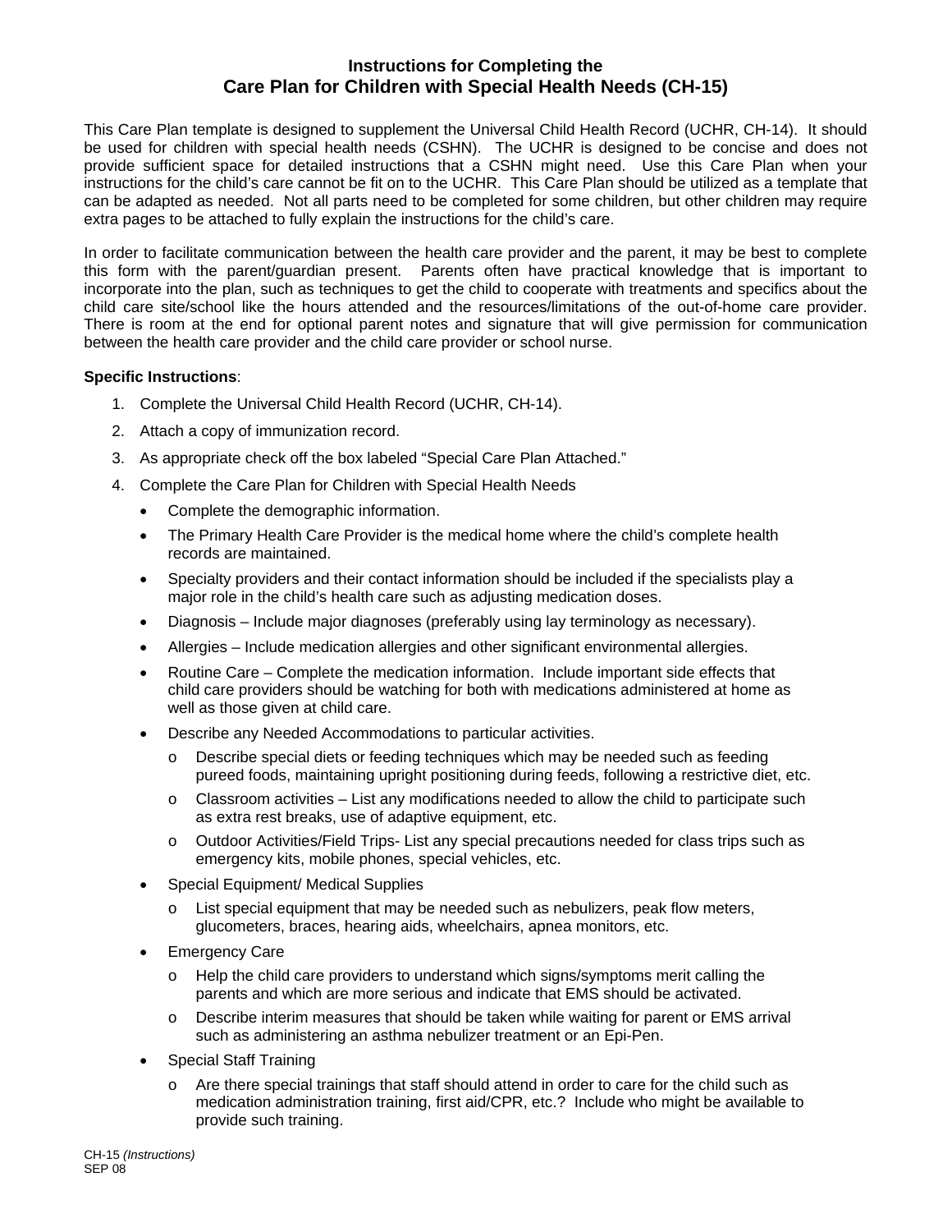# Instructions for Completing the
## Care Plan for Children with Special Health Needs (CH-15)

This Care Plan template is designed to supplement the Universal Child Health Record (UCHR, CH-14). It should be used for children with special health needs (CSHN). The UCHR is designed to be concise and does not provide sufficient space for detailed instructions that a CSHN might need. Use this Care Plan when your instructions for the child's care cannot be fit on to the UCHR. This Care Plan should be utilized as a template that can be adapted as needed. Not all parts need to be completed for some children, but other children may require extra pages to be attached to fully explain the instructions for the child's care.

In order to facilitate communication between the health care provider and the parent, it may be best to complete this form with the parent/guardian present. Parents often have practical knowledge that is important to incorporate into the plan, such as techniques to get the child to cooperate with treatments and specifics about the child care site/school like the hours attended and the resources/limitations of the out-of-home care provider. There is room at the end for optional parent notes and signature that will give permission for communication between the health care provider and the child care provider or school nurse.

**Specific Instructions**:

1. Complete the Universal Child Health Record (UCHR, CH-14).
2. Attach a copy of immunization record.
3. As appropriate check off the box labeled "Special Care Plan Attached."
4. Complete the Care Plan for Children with Special Health Needs
   - Complete the demographic information.
   - The Primary Health Care Provider is the medical home where the child's complete health records are maintained.
   - Specialty providers and their contact information should be included if the specialists play a major role in the child's health care such as adjusting medication doses.
   - Diagnosis – Include major diagnoses (preferably using lay terminology as necessary).
   - Allergies – Include medication allergies and other significant environmental allergies.
   - Routine Care – Complete the medication information. Include important side effects that child care providers should be watching for both with medications administered at home as well as those given at child care.
   - Describe any Needed Accommodations to particular activities.
     - Describe special diets or feeding techniques which may be needed such as feeding pureed foods, maintaining upright positioning during feeds, following a restrictive diet, etc.
     - Classroom activities – List any modifications needed to allow the child to participate such as extra rest breaks, use of adaptive equipment, etc.
     - Outdoor Activities/Field Trips- List any special precautions needed for class trips such as emergency kits, mobile phones, special vehicles, etc.
   - Special Equipment/ Medical Supplies
     - List special equipment that may be needed such as nebulizers, peak flow meters, glucometers, braces, hearing aids, wheelchairs, apnea monitors, etc.
   - Emergency Care
     - Help the child care providers to understand which signs/symptoms merit calling the parents and which are more serious and indicate that EMS should be activated.
     - Describe interim measures that should be taken while waiting for parent or EMS arrival such as administering an asthma nebulizer treatment or an Epi-Pen.
   - Special Staff Training
     - Are there special trainings that staff should attend in order to care for the child such as medication administration training, first aid/CPR, etc.? Include who might be available to provide such training.

CH-15 *(Instructions)*
SEP 08